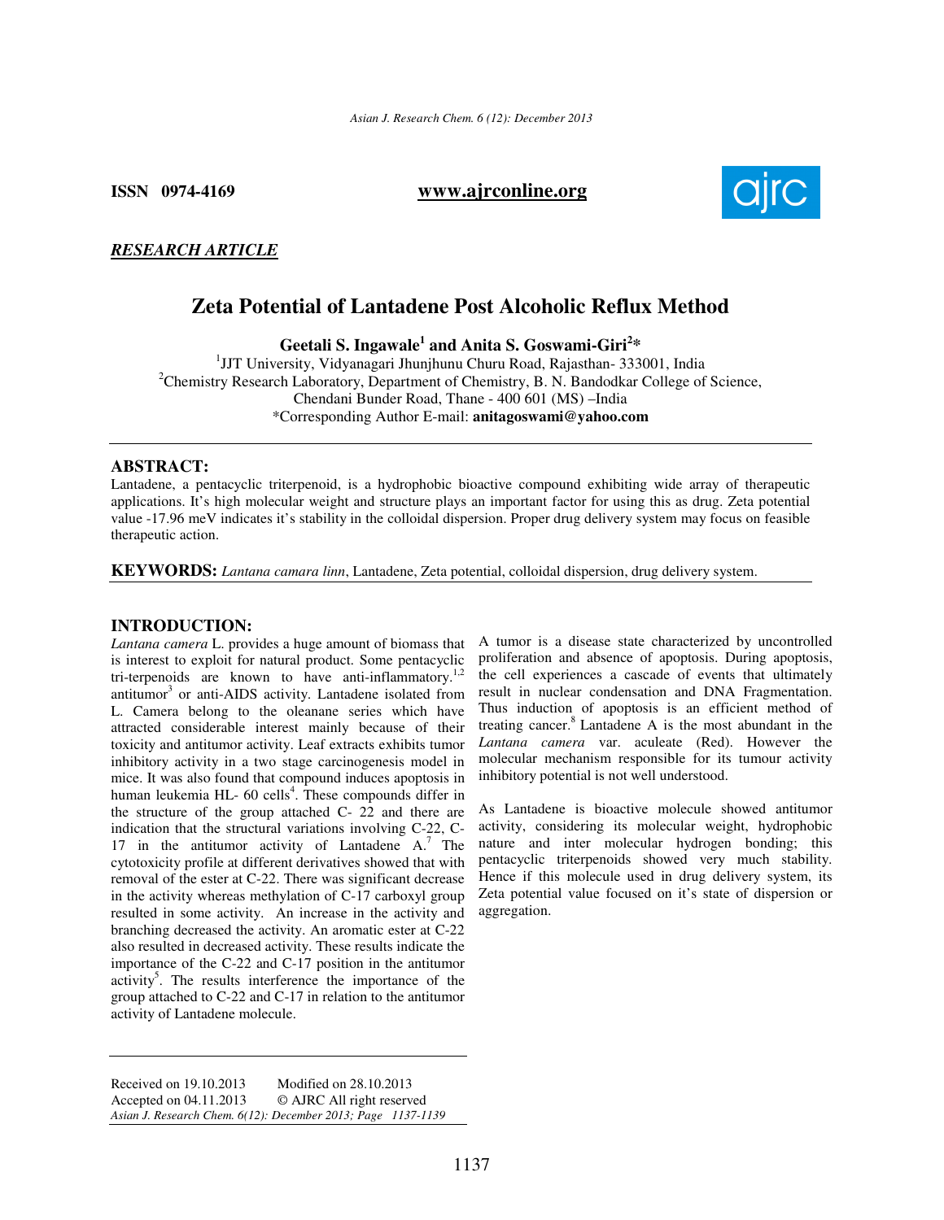ISSN 0974-4169 www.ajrconline.org

***RESEARCH ARTICLE***

# Zeta Potential of Lantadene Post Alcoholic Reflux Method

**Geetali S. Ingawale[1] and Anita S. Goswami-Giri[2]***

[1]JJT University, Vidyanagari Jhunjhunu Churu Road, Rajasthan- 333001, India
[2]Chemistry Research Laboratory, Department of Chemistry, B. N. Bandodkar College of Science, Chendani Bunder Road, Thane - 400 601 (MS) –India
*Corresponding Author E-mail: **anitagoswami@yahoo.com**

## ABSTRACT:

Lantadene, a pentacyclic triterpenoid, is a hydrophobic bioactive compound exhibiting wide array of therapeutic applications. It's high molecular weight and structure plays an important factor for using this as drug. Zeta potential value -17.96 meV indicates it's stability in the colloidal dispersion. Proper drug delivery system may focus on feasible therapeutic action.

**KEYWORDS:** *Lantana camara linn*, Lantadene, Zeta potential, colloidal dispersion, drug delivery system.

## INTRODUCTION:

*Lantana camera* L. provides a huge amount of biomass that is interest to exploit for natural product. Some pentacyclic tri-terpenoids are known to have anti-inflammatory.[1,2] antitumor[3] or anti-AIDS activity. Lantadene isolated from L. Camera belong to the oleanane series which have attracted considerable interest mainly because of their toxicity and antitumor activity. Leaf extracts exhibits tumor inhibitory activity in a two stage carcinogenesis model in mice. It was also found that compound induces apoptosis in human leukemia HL- 60 cells[4]. These compounds differ in the structure of the group attached C- 22 and there are indication that the structural variations involving C-22, C-17 in the antitumor activity of Lantadene A.[7] The cytotoxicity profile at different derivatives showed that with removal of the ester at C-22. There was significant decrease in the activity whereas methylation of C-17 carboxyl group resulted in some activity. An increase in the activity and branching decreased the activity. An aromatic ester at C-22 also resulted in decreased activity. These results indicate the importance of the C-22 and C-17 position in the antitumor activity[5]. The results interference the importance of the group attached to C-22 and C-17 in relation to the antitumor activity of Lantadene molecule.

A tumor is a disease state characterized by uncontrolled proliferation and absence of apoptosis. During apoptosis, the cell experiences a cascade of events that ultimately result in nuclear condensation and DNA Fragmentation. Thus induction of apoptosis is an efficient method of treating cancer.[8] Lantadene A is the most abundant in the *Lantana camera* var. aculeate (Red). However the molecular mechanism responsible for its tumour activity inhibitory potential is not well understood.

As Lantadene is bioactive molecule showed antitumor activity, considering its molecular weight, hydrophobic nature and inter molecular hydrogen bonding; this pentacyclic triterpenoids showed very much stability. Hence if this molecule used in drug delivery system, its Zeta potential value focused on it's state of dispersion or aggregation.

Received on 19.10.2013 Modified on 28.10.2013
Accepted on 04.11.2013 © AJRC All right reserved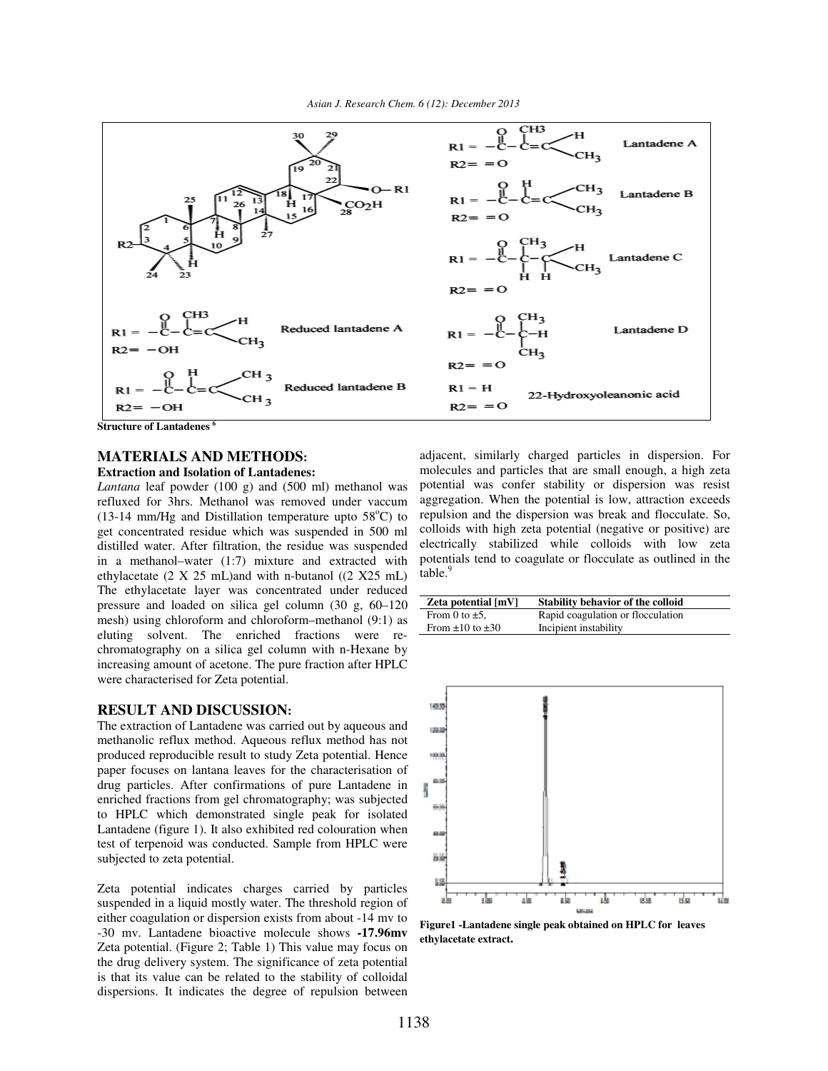**Structure of Lantadenes** [6]

## MATERIALS AND METHODS:

### Extraction and Isolation of Lantadenes:

*Lantana* leaf powder (100 g) and (500 ml) methanol was refluxed for 3hrs. Methanol was removed under vaccum (13-14 mm/Hg and Distillation temperature upto 58°C) to get concentrated residue which was suspended in 500 ml distilled water. After filtration, the residue was suspended in a methanol–water (1:7) mixture and extracted with ethylacetate (2 X 25 mL)and with n-butanol ((2 X25 mL) The ethylacetate layer was concentrated under reduced pressure and loaded on silica gel column (30 g, 60–120 mesh) using chloroform and chloroform–methanol (9:1) as eluting solvent. The enriched fractions were re-chromatography on a silica gel column with n-Hexane by increasing amount of acetone. The pure fraction after HPLC were characterised for Zeta potential.

## RESULT AND DISCUSSION:

The extraction of Lantadene was carried out by aqueous and methanolic reflux method. Aqueous reflux method has not produced reproducible result to study Zeta potential. Hence paper focuses on lantana leaves for the characterisation of drug particles. After confirmations of pure Lantadene in enriched fractions from gel chromatography; was subjected to HPLC which demonstrated single peak for isolated Lantadene (figure 1). It also exhibited red colouration when test of terpenoid was conducted. Sample from HPLC were subjected to zeta potential.

Zeta potential indicates charges carried by particles suspended in a liquid mostly water. The threshold region of either coagulation or dispersion exists from about -14 mv to -30 mv. Lantadene bioactive molecule shows **-17.96mv** Zeta potential. (Figure 2; Table 1) This value may focus on the drug delivery system. The significance of zeta potential is that its value can be related to the stability of colloidal dispersions. It indicates the degree of repulsion between adjacent, similarly charged particles in dispersion. For molecules and particles that are small enough, a high zeta potential was confer stability or dispersion was resist aggregation. When the potential is low, attraction exceeds repulsion and the dispersion was break and flocculate. So, colloids with high zeta potential (negative or positive) are electrically stabilized while colloids with low zeta potentials tend to coagulate or flocculate as outlined in the table.[9]

| Zeta potential [mV] | Stability behavior of the colloid |
|---|---|
| From 0 to ±5, | Rapid coagulation or flocculation |
| From ±10 to ±30 | Incipient instability |

**Figure1 -Lantadene single peak obtained on HPLC for leaves ethylacetate extract.**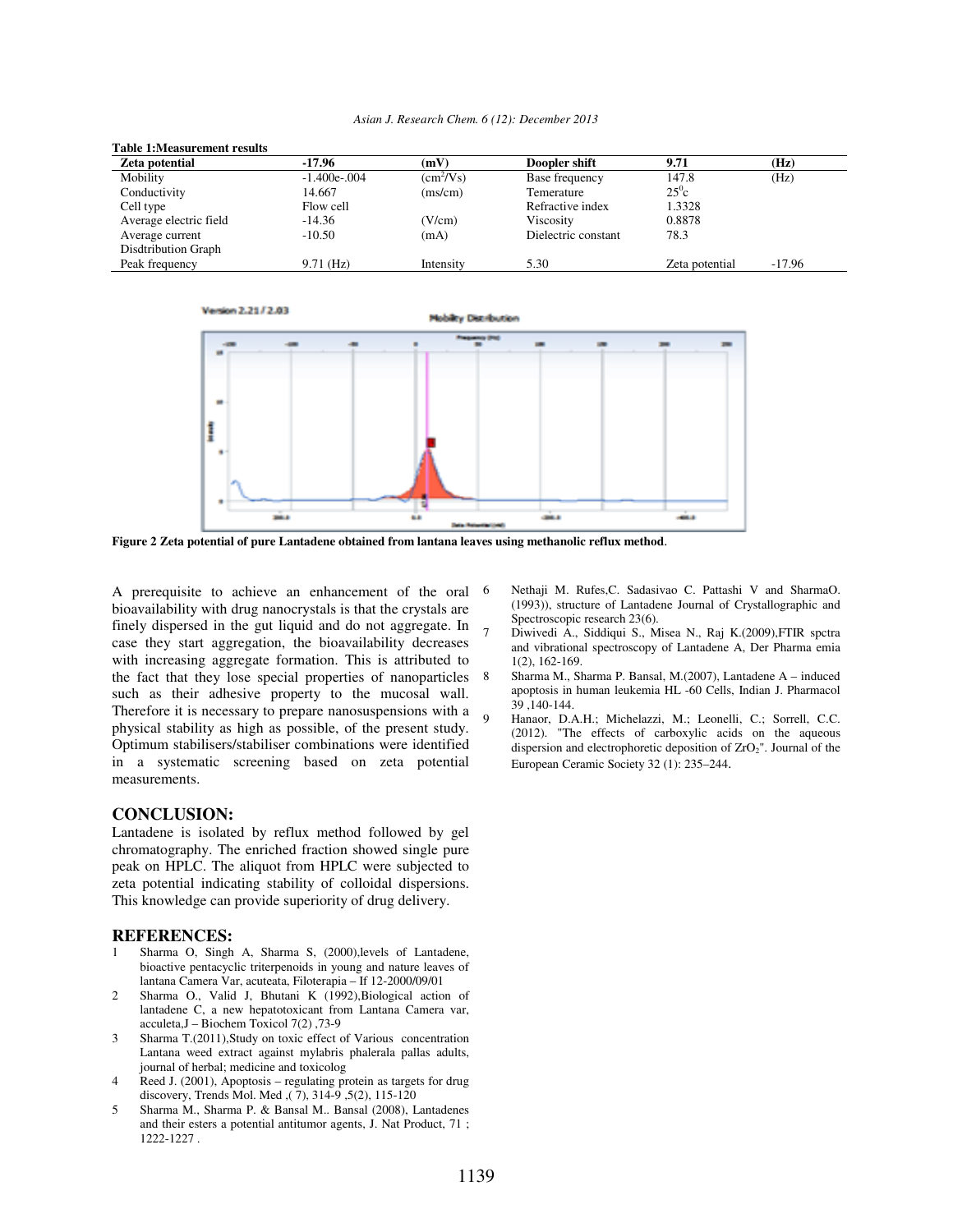**Table 1:Measurement results**

| Zeta potential | -17.96 | (mV) | Doopler shift | 9.71 | (Hz) |
|---|---|---|---|---|---|
| Mobility | -1.400e-.004 | ($cm^2$/Vs) | Base frequency | 147.8 | (Hz) |
| Conductivity | 14.667 | (ms/cm) | Temerature | $25^0$c | |
| Cell type | Flow cell | | Refractive index | 1.3328 | |
| Average electric field | -14.36 | (V/cm) | Viscosity | 0.8878 | |
| Average current | -10.50 | (mA) | Dielectric constant | 78.3 | |
| Disdtribution Graph | | | | | |
| Peak frequency | 9.71 (Hz) | Intensity | 5.30 | Zeta potential | -17.96 |

Version 2.21 / 2.03

Mobility Distribution

Frequency (Hz)

Zeta Potential (mV)

**Figure 2 Zeta potential of pure Lantadene obtained from lantana leaves using methanolic reflux method**.

A prerequisite to achieve an enhancement of the oral bioavailability with drug nanocrystals is that the crystals are finely dispersed in the gut liquid and do not aggregate. In case they start aggregation, the bioavailability decreases with increasing aggregate formation. This is attributed to the fact that they lose special properties of nanoparticles such as their adhesive property to the mucosal wall. Therefore it is necessary to prepare nanosuspensions with a physical stability as high as possible, of the present study. Optimum stabilisers/stabiliser combinations were identified in a systematic screening based on zeta potential measurements.

## CONCLUSION:

Lantadene is isolated by reflux method followed by gel chromatography. The enriched fraction showed single pure peak on HPLC. The aliquot from HPLC were subjected to zeta potential indicating stability of colloidal dispersions. This knowledge can provide superiority of drug delivery.

## REFERENCES:

1. Sharma O, Singh A, Sharma S, (2000),levels of Lantadene, bioactive pentacyclic triterpenoids in young and nature leaves of lantana Camera Var, acuteata, Filoterapia – If 12-2000/09/01
2. Sharma O., Valid J, Bhutani K (1992),Biological action of lantadene C, a new hepatotoxicant from Lantana Camera var, acculeta,J – Biochem Toxicol 7(2) ,73-9
3. Sharma T.(2011),Study on toxic effect of Various concentration Lantana weed extract against mylabris phalerala pallas adults, journal of herbal; medicine and toxicolog
4. Reed J. (2001), Apoptosis – regulating protein as targets for drug discovery, Trends Mol. Med ,( 7), 314-9 ,5(2), 115-120
5. Sharma M., Sharma P. & Bansal M.. Bansal (2008), Lantadenes and their esters a potential antitumor agents, J. Nat Product, 71 ; 1222-1227 .
6. Nethaji M. Rufes,C. Sadasivao C. Pattashi V and SharmaO. (1993)), structure of Lantadene Journal of Crystallographic and Spectroscopic research 23(6).
7. Diwivedi A., Siddiqui S., Misea N., Raj K.(2009),FTIR spctra and vibrational spectroscopy of Lantadene A, Der Pharma emia 1(2), 162-169.
8. Sharma M., Sharma P. Bansal, M.(2007), Lantadene A – induced apoptosis in human leukemia HL -60 Cells, Indian J. Pharmacol 39 ,140-144.
9. Hanaor, D.A.H.; Michelazzi, M.; Leonelli, C.; Sorrell, C.C. (2012). "The effects of carboxylic acids on the aqueous dispersion and electrophoretic deposition of $ZrO_2$". Journal of the European Ceramic Society 32 (1): 235–244.